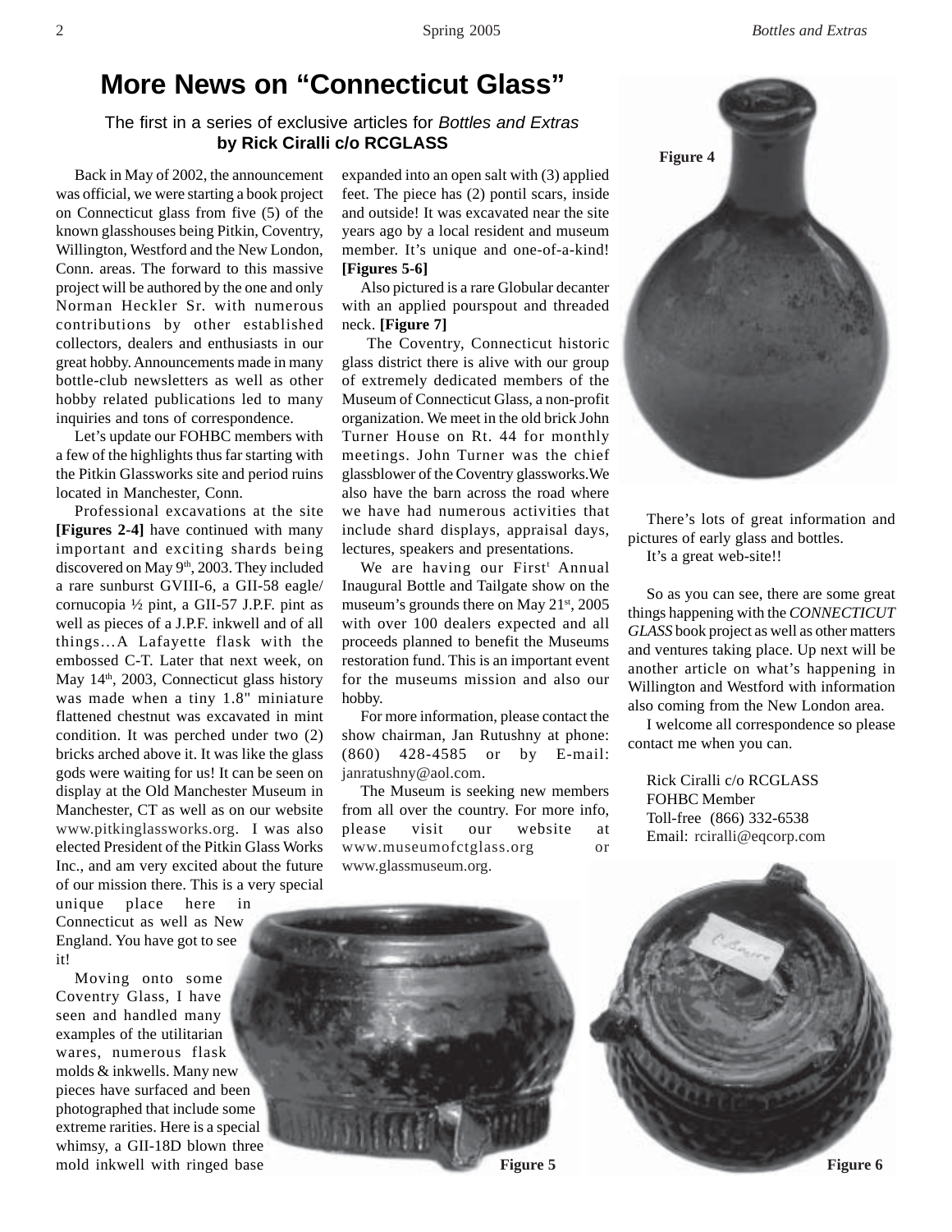# More News on "Connecticut Glass"

The first in a series of exclusive articles for *Bottles and Extras*
**by Rick Ciralli c/o RCGLASS**

Back in May of 2002, the announcement was official, we were starting a book project on Connecticut glass from five (5) of the known glasshouses being Pitkin, Coventry, Willington, Westford and the New London, Conn. areas. The forward to this massive project will be authored by the one and only Norman Heckler Sr. with numerous contributions by other established collectors, dealers and enthusiasts in our great hobby. Announcements made in many bottle-club newsletters as well as other hobby related publications led to many inquiries and tons of correspondence.

Let's update our FOHBC members with a few of the highlights thus far starting with the Pitkin Glassworks site and period ruins located in Manchester, Conn.

Professional excavations at the site **[Figures 2-4]** have continued with many important and exciting shards being discovered on May 9th, 2003. They included a rare sunburst GVIII-6, a GII-58 eagle/ cornucopia ½ pint, a GII-57 J.P.F. pint as well as pieces of a J.P.F. inkwell and of all things…A Lafayette flask with the embossed C-T. Later that next week, on May 14th, 2003, Connecticut glass history was made when a tiny 1.8" miniature flattened chestnut was excavated in mint condition. It was perched under two (2) bricks arched above it. It was like the glass gods were waiting for us! It can be seen on display at the Old Manchester Museum in Manchester, CT as well as on our website www.pitkinglassworks.org. I was also elected President of the Pitkin Glass Works Inc., and am very excited about the future of our mission there. This is a very special unique place here in Connecticut as well as New England. You have got to see it!

Moving onto some Coventry Glass, I have seen and handled many examples of the utilitarian wares, numerous flask molds & inkwells. Many new pieces have surfaced and been photographed that include some extreme rarities. Here is a special whimsy, a GII-18D blown three mold inkwell with ringed base expanded into an open salt with (3) applied feet. The piece has (2) pontil scars, inside and outside! It was excavated near the site years ago by a local resident and museum member. It's unique and one-of-a-kind! **[Figures 5-6]**

Also pictured is a rare Globular decanter with an applied pourspout and threaded neck. **[Figure 7]**

The Coventry, Connecticut historic glass district there is alive with our group of extremely dedicated members of the Museum of Connecticut Glass, a non-profit organization. We meet in the old brick John Turner House on Rt. 44 for monthly meetings. John Turner was the chief glassblower of the Coventry glassworks. We also have the barn across the road where we have had numerous activities that include shard displays, appraisal days, lectures, speakers and presentations.

We are having our First Annual Inaugural Bottle and Tailgate show on the museum's grounds there on May 21st, 2005 with over 100 dealers expected and all proceeds planned to benefit the Museums restoration fund. This is an important event for the museums mission and also our hobby.

For more information, please contact the show chairman, Jan Rutushny at phone: (860) 428-4585 or by E-mail: janratushny@aol.com.

The Museum is seeking new members from all over the country. For more info, please visit our website at www.museumofctglass.org or www.glassmuseum.org.

Figure 4

There's lots of great information and pictures of early glass and bottles.

It's a great web-site!!

So as you can see, there are some great things happening with the *CONNECTICUT GLASS* book project as well as other matters and ventures taking place. Up next will be another article on what's happening in Willington and Westford with information also coming from the New London area.

I welcome all correspondence so please contact me when you can.

Rick Ciralli c/o RCGLASS
FOHBC Member
Toll-free (866) 332-6538
Email: rciralli@eqcorp.com

Figure 5

Figure 6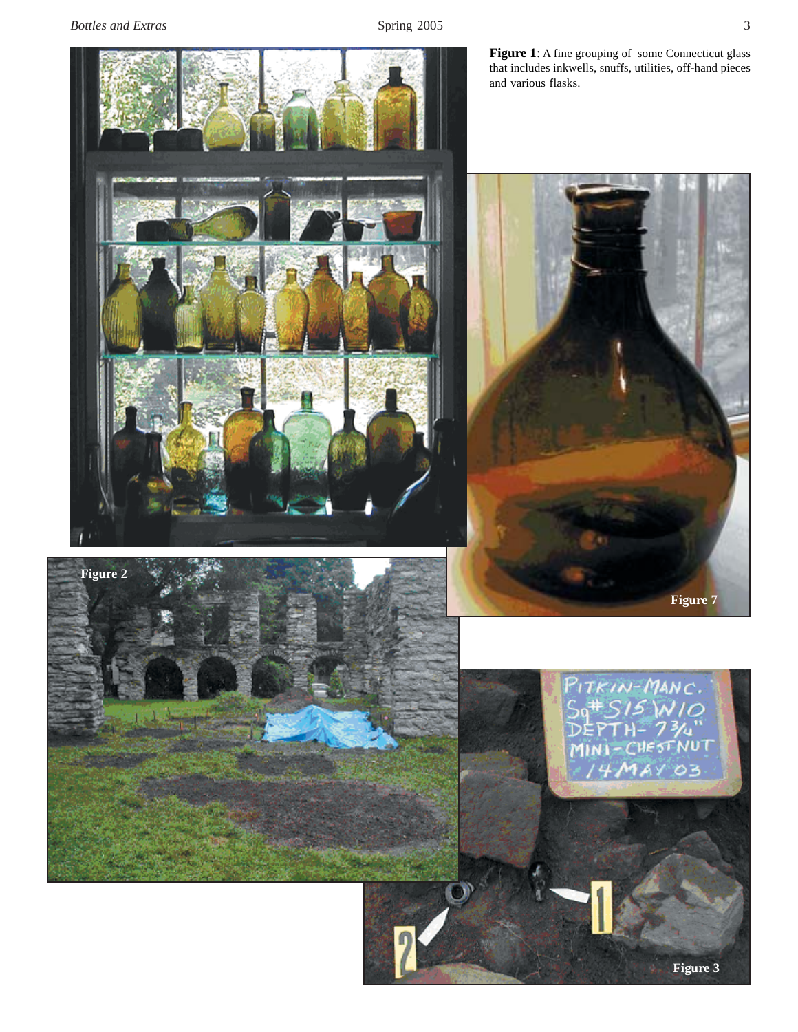**Figure 1**: A fine grouping of some Connecticut glass that includes inkwells, snuffs, utilities, off-hand pieces and various flasks.

Figure 7

Figure 2

Figure 3